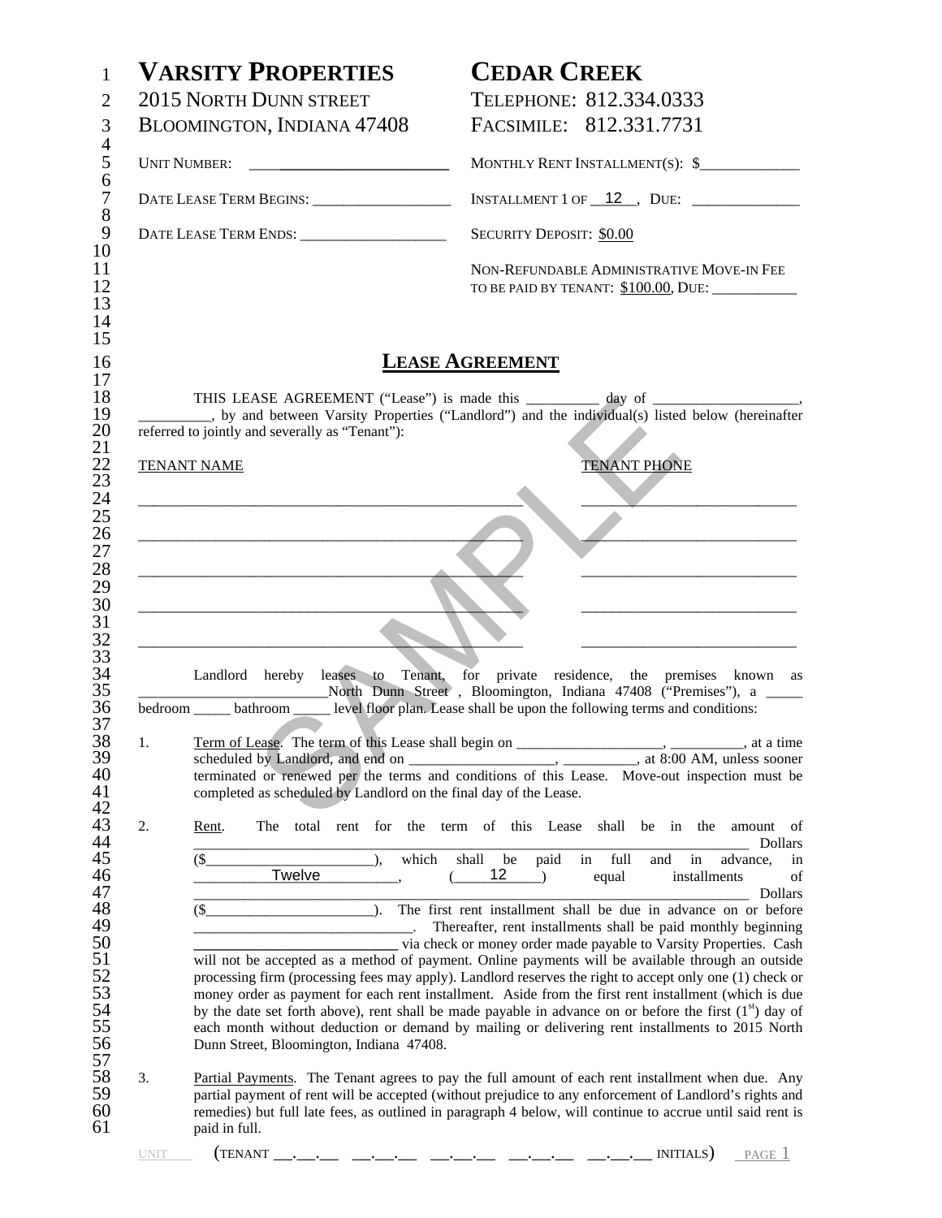**VARSITY PROPERTIES**
2015 NORTH DUNN STREET
BLOOMINGTON, INDIANA 47408

**CEDAR CREEK**
TELEPHONE: 812.334.0333
FACSIMILE: 812.331.7731

UNIT NUMBER: ______________________

DATE LEASE TERM BEGINS: __________________

DATE LEASE TERM ENDS: ___________________

MONTHLY RENT INSTALLMENT(S): $_____________

INSTALLMENT 1 OF __12__, DUE: _____________

SECURITY DEPOSIT: $0.00

NON-REFUNDABLE ADMINISTRATIVE MOVE-IN FEE TO BE PAID BY TENANT: $100.00, DUE: ___________

# LEASE AGREEMENT

THIS LEASE AGREEMENT ("Lease") is made this _________ day of ___________________, _________, by and between Varsity Properties ("Landlord") and the individual(s) listed below (hereinafter referred to jointly and severally as "Tenant"):

| TENANT NAME | TENANT PHONE |
|---|---|
| ______________________________ | ______________________ |
| ______________________________ | ______________________ |
| ______________________________ | ______________________ |
| ______________________________ | ______________________ |
| ______________________________ | ______________________ |

Landlord hereby leases to Tenant, for private residence, the premises known as _________________________North Dunn Street , Bloomington, Indiana 47408 ("Premises"), a _____ bedroom _____ bathroom _____ level floor plan. Lease shall be upon the following terms and conditions:

1. Term of Lease. The term of this Lease shall begin on ____________________, __________, at a time scheduled by Landlord, and end on ____________________, __________, at 8:00 AM, unless sooner terminated or renewed per the terms and conditions of this Lease. Move-out inspection must be completed as scheduled by Landlord on the final day of the Lease.

2. Rent. The total rent for the term of this Lease shall be in the amount of ____________________________________________________________________ Dollars ($______________________), which shall be paid in full and in advance, in __________Twelve__________, (____12____) equal installments of ____________________________________________________________________ Dollars ($______________________). The first rent installment shall be due in advance on or before ____________________________. Thereafter, rent installments shall be paid monthly beginning __________________________ via check or money order made payable to Varsity Properties. Cash will not be accepted as a method of payment. Online payments will be available through an outside processing firm (processing fees may apply). Landlord reserves the right to accept only one (1) check or money order as payment for each rent installment. Aside from the first rent installment (which is due by the date set forth above), rent shall be made payable in advance on or before the first (1st) day of each month without deduction or demand by mailing or delivering rent installments to 2015 North Dunn Street, Bloomington, Indiana 47408.

3. Partial Payments. The Tenant agrees to pay the full amount of each rent installment when due. Any partial payment of rent will be accepted (without prejudice to any enforcement of Landlord's rights and remedies) but full late fees, as outlined in paragraph 4 below, will continue to accrue until said rent is paid in full.

UNIT ____ (TENANT __.__.__ __.__.__ __.__.__ __.__.__ __.__.__ INITIALS)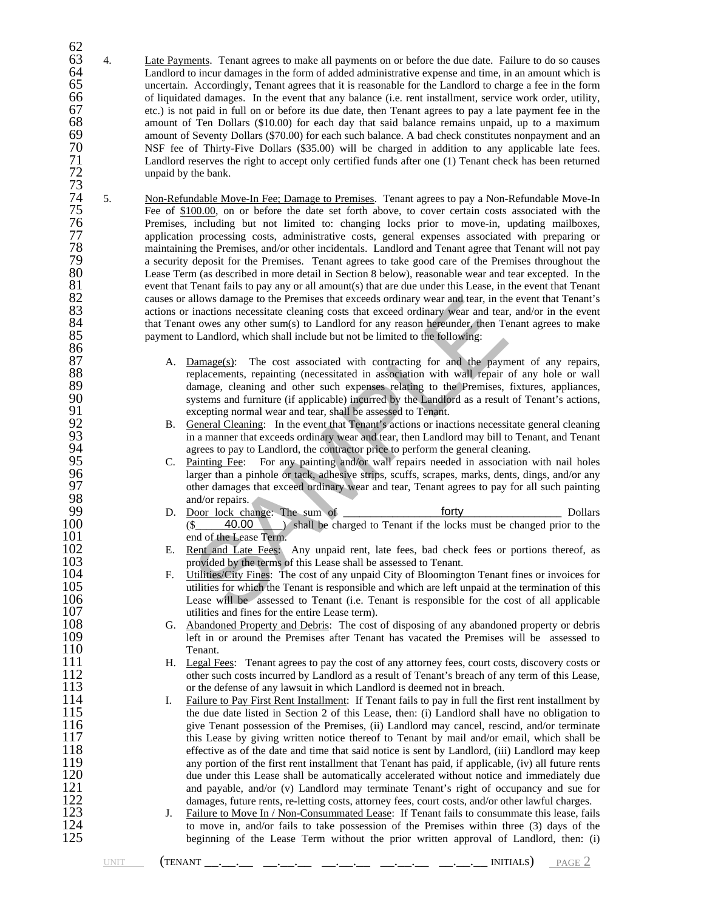4. Late Payments. Tenant agrees to make all payments on or before the due date. Failure to do so causes Landlord to incur damages in the form of added administrative expense and time, in an amount which is uncertain. Accordingly, Tenant agrees that it is reasonable for the Landlord to charge a fee in the form of liquidated damages. In the event that any balance (i.e. rent installment, service work order, utility, etc.) is not paid in full on or before its due date, then Tenant agrees to pay a late payment fee in the amount of Ten Dollars ($10.00) for each day that said balance remains unpaid, up to a maximum amount of Seventy Dollars ($70.00) for each such balance. A bad check constitutes nonpayment and an NSF fee of Thirty-Five Dollars ($35.00) will be charged in addition to any applicable late fees. Landlord reserves the right to accept only certified funds after one (1) Tenant check has been returned unpaid by the bank.

5. Non-Refundable Move-In Fee; Damage to Premises. Tenant agrees to pay a Non-Refundable Move-In Fee of $100.00, on or before the date set forth above, to cover certain costs associated with the Premises, including but not limited to: changing locks prior to move-in, updating mailboxes, application processing costs, administrative costs, general expenses associated with preparing or maintaining the Premises, and/or other incidentals. Landlord and Tenant agree that Tenant will not pay a security deposit for the Premises. Tenant agrees to take good care of the Premises throughout the Lease Term (as described in more detail in Section 8 below), reasonable wear and tear excepted. In the event that Tenant fails to pay any or all amount(s) that are due under this Lease, in the event that Tenant causes or allows damage to the Premises that exceeds ordinary wear and tear, in the event that Tenant's actions or inactions necessitate cleaning costs that exceed ordinary wear and tear, and/or in the event that Tenant owes any other sum(s) to Landlord for any reason hereunder, then Tenant agrees to make payment to Landlord, which shall include but not be limited to the following:

   A. Damage(s): The cost associated with contracting for and the payment of any repairs, replacements, repainting (necessitated in association with wall repair of any hole or wall damage, cleaning and other such expenses relating to the Premises, fixtures, appliances, systems and furniture (if applicable) incurred by the Landlord as a result of Tenant's actions, excepting normal wear and tear, shall be assessed to Tenant.
   B. General Cleaning: In the event that Tenant's actions or inactions necessitate general cleaning in a manner that exceeds ordinary wear and tear, then Landlord may bill to Tenant, and Tenant agrees to pay to Landlord, the contractor price to perform the general cleaning.
   C. Painting Fee: For any painting and/or wall repairs needed in association with nail holes larger than a pinhole or tack, adhesive strips, scuffs, scrapes, marks, dents, dings, and/or any other damages that exceed ordinary wear and tear, Tenant agrees to pay for all such painting and/or repairs.
   D. Door lock change: The sum of \_\_\_\_\_\_\_\_forty\_\_\_\_\_\_\_\_ Dollars ($\_\_40.00\_\_) shall be charged to Tenant if the locks must be changed prior to the end of the Lease Term.
   E. Rent and Late Fees: Any unpaid rent, late fees, bad check fees or portions thereof, as provided by the terms of this Lease shall be assessed to Tenant.
   F. Utilities/City Fines: The cost of any unpaid City of Bloomington Tenant fines or invoices for utilities for which the Tenant is responsible and which are left unpaid at the termination of this Lease will be assessed to Tenant (i.e. Tenant is responsible for the cost of all applicable utilities and fines for the entire Lease term).
   G. Abandoned Property and Debris: The cost of disposing of any abandoned property or debris left in or around the Premises after Tenant has vacated the Premises will be assessed to Tenant.
   H. Legal Fees: Tenant agrees to pay the cost of any attorney fees, court costs, discovery costs or other such costs incurred by Landlord as a result of Tenant's breach of any term of this Lease, or the defense of any lawsuit in which Landlord is deemed not in breach.
   I. Failure to Pay First Rent Installment: If Tenant fails to pay in full the first rent installment by the due date listed in Section 2 of this Lease, then: (i) Landlord shall have no obligation to give Tenant possession of the Premises, (ii) Landlord may cancel, rescind, and/or terminate this Lease by giving written notice thereof to Tenant by mail and/or email, which shall be effective as of the date and time that said notice is sent by Landlord, (iii) Landlord may keep any portion of the first rent installment that Tenant has paid, if applicable, (iv) all future rents due under this Lease shall be automatically accelerated without notice and immediately due and payable, and/or (v) Landlord may terminate Tenant's right of occupancy and sue for damages, future rents, re-letting costs, attorney fees, court costs, and/or other lawful charges.
   J. Failure to Move In / Non-Consummated Lease: If Tenant fails to consummate this lease, fails to move in, and/or fails to take possession of the Premises within three (3) days of the beginning of the Lease Term without the prior written approval of Landlord, then: (i)

UNIT \_\_\_\_ (TENANT \_\_.\_\_.\_\_ \_\_.\_\_.\_\_ \_\_.\_\_.\_\_ \_\_.\_\_.\_\_ \_\_.\_\_.\_\_ INITIALS)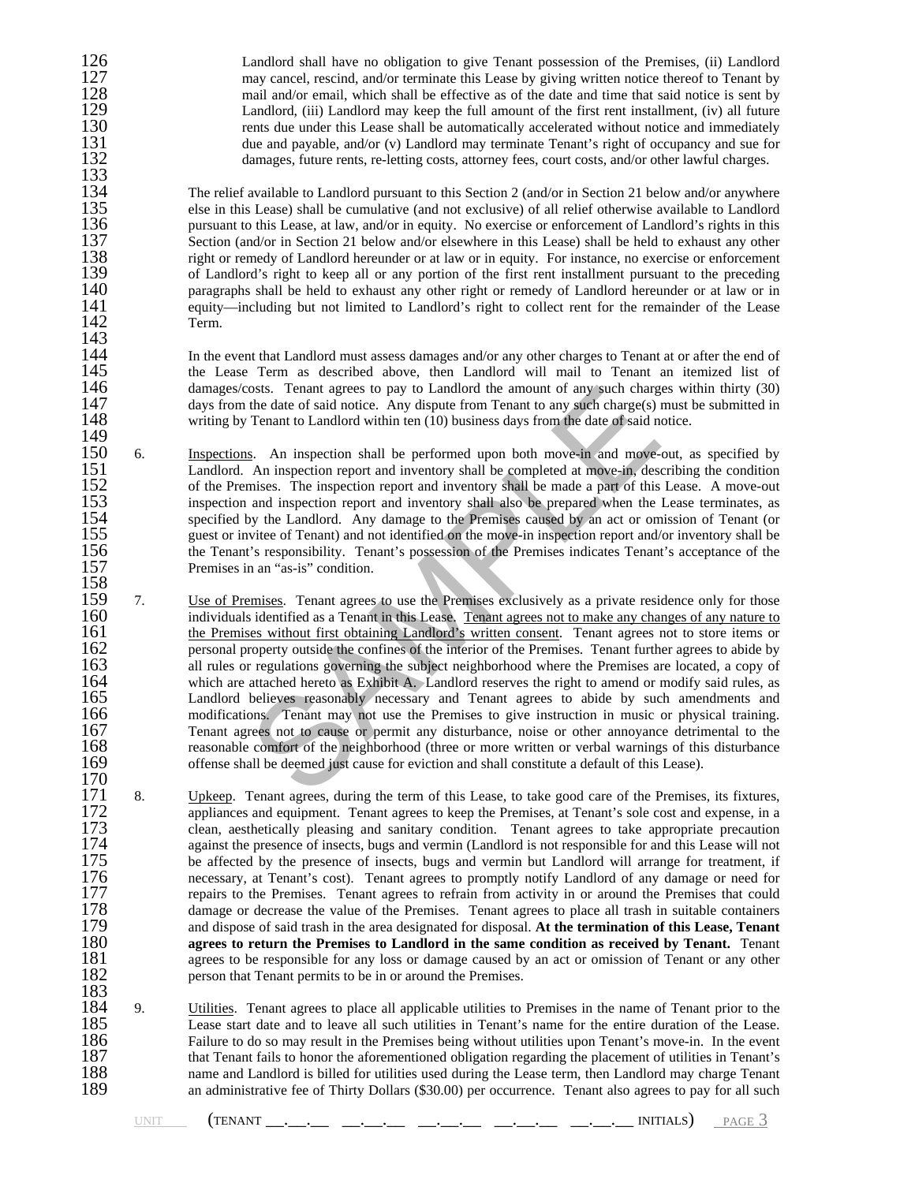Landlord shall have no obligation to give Tenant possession of the Premises, (ii) Landlord may cancel, rescind, and/or terminate this Lease by giving written notice thereof to Tenant by mail and/or email, which shall be effective as of the date and time that said notice is sent by Landlord, (iii) Landlord may keep the full amount of the first rent installment, (iv) all future rents due under this Lease shall be automatically accelerated without notice and immediately due and payable, and/or (v) Landlord may terminate Tenant's right of occupancy and sue for damages, future rents, re-letting costs, attorney fees, court costs, and/or other lawful charges.

The relief available to Landlord pursuant to this Section 2 (and/or in Section 21 below and/or anywhere else in this Lease) shall be cumulative (and not exclusive) of all relief otherwise available to Landlord pursuant to this Lease, at law, and/or in equity. No exercise or enforcement of Landlord's rights in this Section (and/or in Section 21 below and/or elsewhere in this Lease) shall be held to exhaust any other right or remedy of Landlord hereunder or at law or in equity. For instance, no exercise or enforcement of Landlord's right to keep all or any portion of the first rent installment pursuant to the preceding paragraphs shall be held to exhaust any other right or remedy of Landlord hereunder or at law or in equity—including but not limited to Landlord's right to collect rent for the remainder of the Lease Term.

In the event that Landlord must assess damages and/or any other charges to Tenant at or after the end of the Lease Term as described above, then Landlord will mail to Tenant an itemized list of damages/costs. Tenant agrees to pay to Landlord the amount of any such charges within thirty (30) days from the date of said notice. Any dispute from Tenant to any such charge(s) must be submitted in writing by Tenant to Landlord within ten (10) business days from the date of said notice.

6. Inspections. An inspection shall be performed upon both move-in and move-out, as specified by Landlord. An inspection report and inventory shall be completed at move-in, describing the condition of the Premises. The inspection report and inventory shall be made a part of this Lease. A move-out inspection and inspection report and inventory shall also be prepared when the Lease terminates, as specified by the Landlord. Any damage to the Premises caused by an act or omission of Tenant (or guest or invitee of Tenant) and not identified on the move-in inspection report and/or inventory shall be the Tenant's responsibility. Tenant's possession of the Premises indicates Tenant's acceptance of the Premises in an "as-is" condition.

7. Use of Premises. Tenant agrees to use the Premises exclusively as a private residence only for those individuals identified as a Tenant in this Lease. Tenant agrees not to make any changes of any nature to the Premises without first obtaining Landlord's written consent. Tenant agrees not to store items or personal property outside the confines of the interior of the Premises. Tenant further agrees to abide by all rules or regulations governing the subject neighborhood where the Premises are located, a copy of which are attached hereto as Exhibit A. Landlord reserves the right to amend or modify said rules, as Landlord believes reasonably necessary and Tenant agrees to abide by such amendments and modifications. Tenant may not use the Premises to give instruction in music or physical training. Tenant agrees not to cause or permit any disturbance, noise or other annoyance detrimental to the reasonable comfort of the neighborhood (three or more written or verbal warnings of this disturbance offense shall be deemed just cause for eviction and shall constitute a default of this Lease).

8. Upkeep. Tenant agrees, during the term of this Lease, to take good care of the Premises, its fixtures, appliances and equipment. Tenant agrees to keep the Premises, at Tenant's sole cost and expense, in a clean, aesthetically pleasing and sanitary condition. Tenant agrees to take appropriate precaution against the presence of insects, bugs and vermin (Landlord is not responsible for and this Lease will not be affected by the presence of insects, bugs and vermin but Landlord will arrange for treatment, if necessary, at Tenant's cost). Tenant agrees to promptly notify Landlord of any damage or need for repairs to the Premises. Tenant agrees to refrain from activity in or around the Premises that could damage or decrease the value of the Premises. Tenant agrees to place all trash in suitable containers and dispose of said trash in the area designated for disposal. **At the termination of this Lease, Tenant agrees to return the Premises to Landlord in the same condition as received by Tenant.** Tenant agrees to be responsible for any loss or damage caused by an act or omission of Tenant or any other person that Tenant permits to be in or around the Premises.

9. Utilities. Tenant agrees to place all applicable utilities to Premises in the name of Tenant prior to the Lease start date and to leave all such utilities in Tenant's name for the entire duration of the Lease. Failure to do so may result in the Premises being without utilities upon Tenant's move-in. In the event that Tenant fails to honor the aforementioned obligation regarding the placement of utilities in Tenant's name and Landlord is billed for utilities used during the Lease term, then Landlord may charge Tenant an administrative fee of Thirty Dollars ($30.00) per occurrence. Tenant also agrees to pay for all such

UNIT ____ (TENANT __.__.__ __.__.__ __.__.__ __.__.__ __.__.__ INITIALS)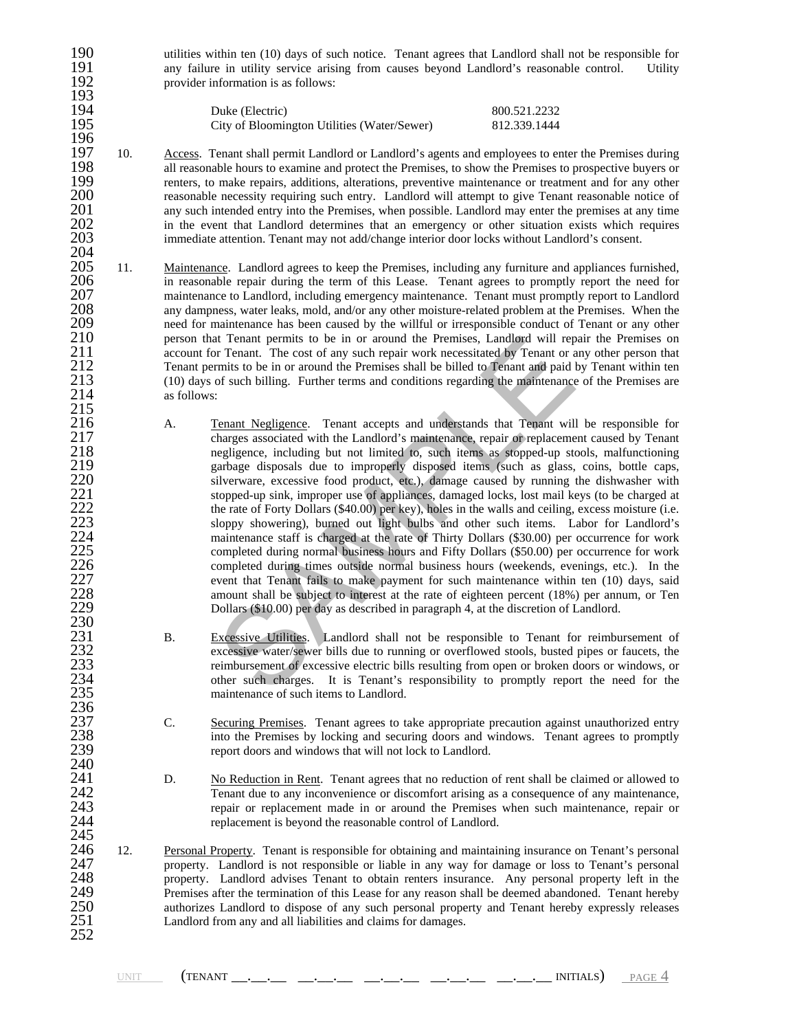utilities within ten (10) days of such notice. Tenant agrees that Landlord shall not be responsible for any failure in utility service arising from causes beyond Landlord's reasonable control. Utility provider information is as follows:

| | |
|---|---|
| Duke (Electric) | 800.521.2232 |
| City of Bloomington Utilities (Water/Sewer) | 812.339.1444 |

10. Access. Tenant shall permit Landlord or Landlord's agents and employees to enter the Premises during all reasonable hours to examine and protect the Premises, to show the Premises to prospective buyers or renters, to make repairs, additions, alterations, preventive maintenance or treatment and for any other reasonable necessity requiring such entry. Landlord will attempt to give Tenant reasonable notice of any such intended entry into the Premises, when possible. Landlord may enter the premises at any time in the event that Landlord determines that an emergency or other situation exists which requires immediate attention. Tenant may not add/change interior door locks without Landlord's consent.

11. Maintenance. Landlord agrees to keep the Premises, including any furniture and appliances furnished, in reasonable repair during the term of this Lease. Tenant agrees to promptly report the need for maintenance to Landlord, including emergency maintenance. Tenant must promptly report to Landlord any dampness, water leaks, mold, and/or any other moisture-related problem at the Premises. When the need for maintenance has been caused by the willful or irresponsible conduct of Tenant or any other person that Tenant permits to be in or around the Premises, Landlord will repair the Premises on account for Tenant. The cost of any such repair work necessitated by Tenant or any other person that Tenant permits to be in or around the Premises shall be billed to Tenant and paid by Tenant within ten (10) days of such billing. Further terms and conditions regarding the maintenance of the Premises are as follows:

    A. Tenant Negligence. Tenant accepts and understands that Tenant will be responsible for charges associated with the Landlord's maintenance, repair or replacement caused by Tenant negligence, including but not limited to, such items as stopped-up stools, malfunctioning garbage disposals due to improperly disposed items (such as glass, coins, bottle caps, silverware, excessive food product, etc.), damage caused by running the dishwasher with stopped-up sink, improper use of appliances, damaged locks, lost mail keys (to be charged at the rate of Forty Dollars ($40.00) per key), holes in the walls and ceiling, excess moisture (i.e. sloppy showering), burned out light bulbs and other such items. Labor for Landlord's maintenance staff is charged at the rate of Thirty Dollars ($30.00) per occurrence for work completed during normal business hours and Fifty Dollars ($50.00) per occurrence for work completed during times outside normal business hours (weekends, evenings, etc.). In the event that Tenant fails to make payment for such maintenance within ten (10) days, said amount shall be subject to interest at the rate of eighteen percent (18%) per annum, or Ten Dollars ($10.00) per day as described in paragraph 4, at the discretion of Landlord.

    B. Excessive Utilities. Landlord shall not be responsible to Tenant for reimbursement of excessive water/sewer bills due to running or overflowed stools, busted pipes or faucets, the reimbursement of excessive electric bills resulting from open or broken doors or windows, or other such charges. It is Tenant's responsibility to promptly report the need for the maintenance of such items to Landlord.

    C. Securing Premises. Tenant agrees to take appropriate precaution against unauthorized entry into the Premises by locking and securing doors and windows. Tenant agrees to promptly report doors and windows that will not lock to Landlord.

    D. No Reduction in Rent. Tenant agrees that no reduction of rent shall be claimed or allowed to Tenant due to any inconvenience or discomfort arising as a consequence of any maintenance, repair or replacement made in or around the Premises when such maintenance, repair or replacement is beyond the reasonable control of Landlord.

12. Personal Property. Tenant is responsible for obtaining and maintaining insurance on Tenant's personal property. Landlord is not responsible or liable in any way for damage or loss to Tenant's personal property. Landlord advises Tenant to obtain renters insurance. Any personal property left in the Premises after the termination of this Lease for any reason shall be deemed abandoned. Tenant hereby authorizes Landlord to dispose of any such personal property and Tenant hereby expressly releases Landlord from any and all liabilities and claims for damages.

UNIT ____ (TENANT __.__.__ __.__.__ __.__.__ __.__.__ __.__.__ INITIALS)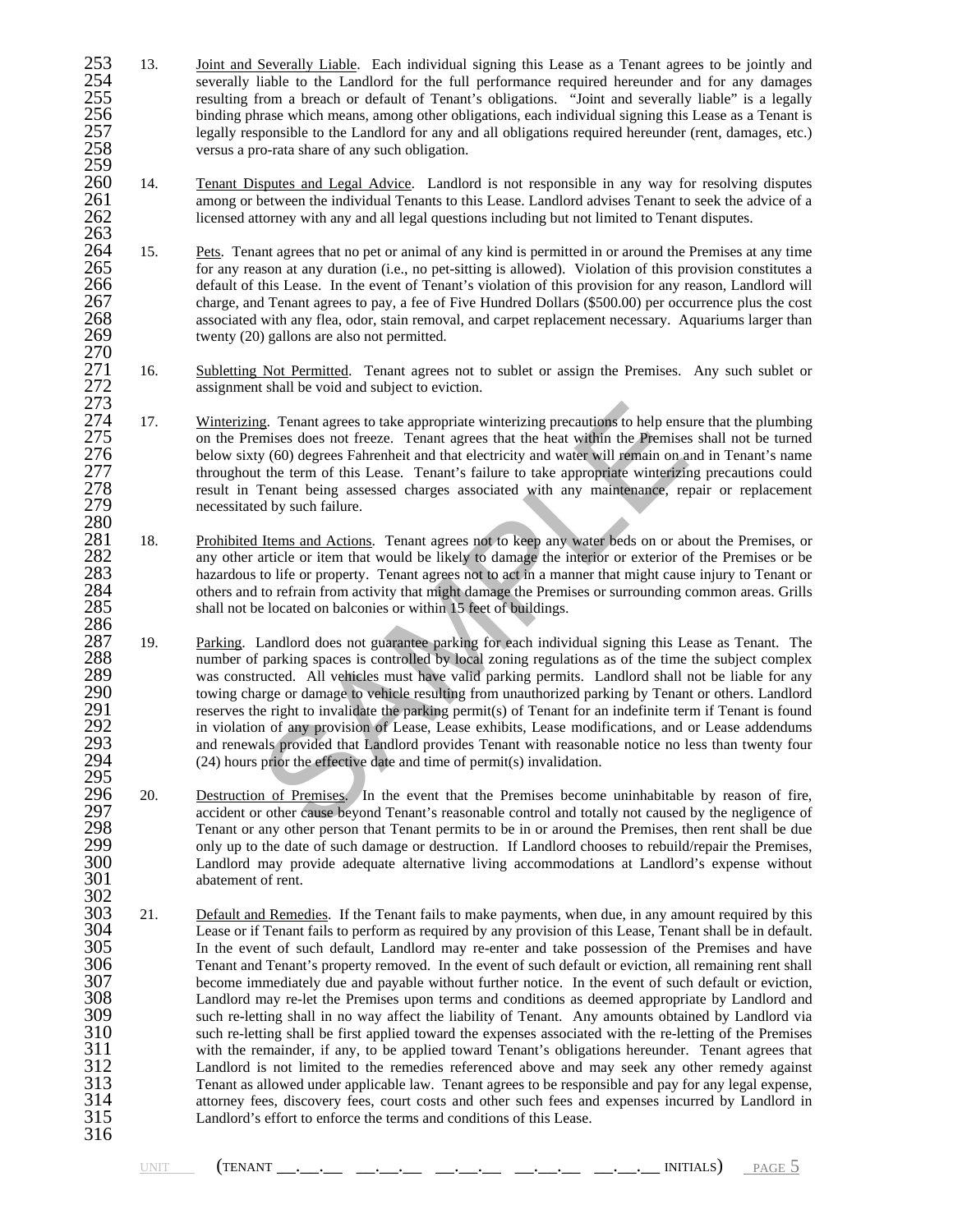13. Joint and Severally Liable. Each individual signing this Lease as a Tenant agrees to be jointly and severally liable to the Landlord for the full performance required hereunder and for any damages resulting from a breach or default of Tenant's obligations. "Joint and severally liable" is a legally binding phrase which means, among other obligations, each individual signing this Lease as a Tenant is legally responsible to the Landlord for any and all obligations required hereunder (rent, damages, etc.) versus a pro-rata share of any such obligation.

14. Tenant Disputes and Legal Advice. Landlord is not responsible in any way for resolving disputes among or between the individual Tenants to this Lease. Landlord advises Tenant to seek the advice of a licensed attorney with any and all legal questions including but not limited to Tenant disputes.

15. Pets. Tenant agrees that no pet or animal of any kind is permitted in or around the Premises at any time for any reason at any duration (i.e., no pet-sitting is allowed). Violation of this provision constitutes a default of this Lease. In the event of Tenant's violation of this provision for any reason, Landlord will charge, and Tenant agrees to pay, a fee of Five Hundred Dollars ($500.00) per occurrence plus the cost associated with any flea, odor, stain removal, and carpet replacement necessary. Aquariums larger than twenty (20) gallons are also not permitted.

16. Subletting Not Permitted. Tenant agrees not to sublet or assign the Premises. Any such sublet or assignment shall be void and subject to eviction.

17. Winterizing. Tenant agrees to take appropriate winterizing precautions to help ensure that the plumbing on the Premises does not freeze. Tenant agrees that the heat within the Premises shall not be turned below sixty (60) degrees Fahrenheit and that electricity and water will remain on and in Tenant's name throughout the term of this Lease. Tenant's failure to take appropriate winterizing precautions could result in Tenant being assessed charges associated with any maintenance, repair or replacement necessitated by such failure.

18. Prohibited Items and Actions. Tenant agrees not to keep any water beds on or about the Premises, or any other article or item that would be likely to damage the interior or exterior of the Premises or be hazardous to life or property. Tenant agrees not to act in a manner that might cause injury to Tenant or others and to refrain from activity that might damage the Premises or surrounding common areas. Grills shall not be located on balconies or within 15 feet of buildings.

19. Parking. Landlord does not guarantee parking for each individual signing this Lease as Tenant. The number of parking spaces is controlled by local zoning regulations as of the time the subject complex was constructed. All vehicles must have valid parking permits. Landlord shall not be liable for any towing charge or damage to vehicle resulting from unauthorized parking by Tenant or others. Landlord reserves the right to invalidate the parking permit(s) of Tenant for an indefinite term if Tenant is found in violation of any provision of Lease, Lease exhibits, Lease modifications, and or Lease addendums and renewals provided that Landlord provides Tenant with reasonable notice no less than twenty four (24) hours prior the effective date and time of permit(s) invalidation.

20. Destruction of Premises. In the event that the Premises become uninhabitable by reason of fire, accident or other cause beyond Tenant's reasonable control and totally not caused by the negligence of Tenant or any other person that Tenant permits to be in or around the Premises, then rent shall be due only up to the date of such damage or destruction. If Landlord chooses to rebuild/repair the Premises, Landlord may provide adequate alternative living accommodations at Landlord's expense without abatement of rent.

21. Default and Remedies. If the Tenant fails to make payments, when due, in any amount required by this Lease or if Tenant fails to perform as required by any provision of this Lease, Tenant shall be in default. In the event of such default, Landlord may re-enter and take possession of the Premises and have Tenant and Tenant's property removed. In the event of such default or eviction, all remaining rent shall become immediately due and payable without further notice. In the event of such default or eviction, Landlord may re-let the Premises upon terms and conditions as deemed appropriate by Landlord and such re-letting shall in no way affect the liability of Tenant. Any amounts obtained by Landlord via such re-letting shall be first applied toward the expenses associated with the re-letting of the Premises with the remainder, if any, to be applied toward Tenant's obligations hereunder. Tenant agrees that Landlord is not limited to the remedies referenced above and may seek any other remedy against Tenant as allowed under applicable law. Tenant agrees to be responsible and pay for any legal expense, attorney fees, discovery fees, court costs and other such fees and expenses incurred by Landlord in Landlord's effort to enforce the terms and conditions of this Lease.

UNIT ____ (TENANT __.__.__ __.__.__ __.__.__ __.__.__ __.__.__ INITIALS)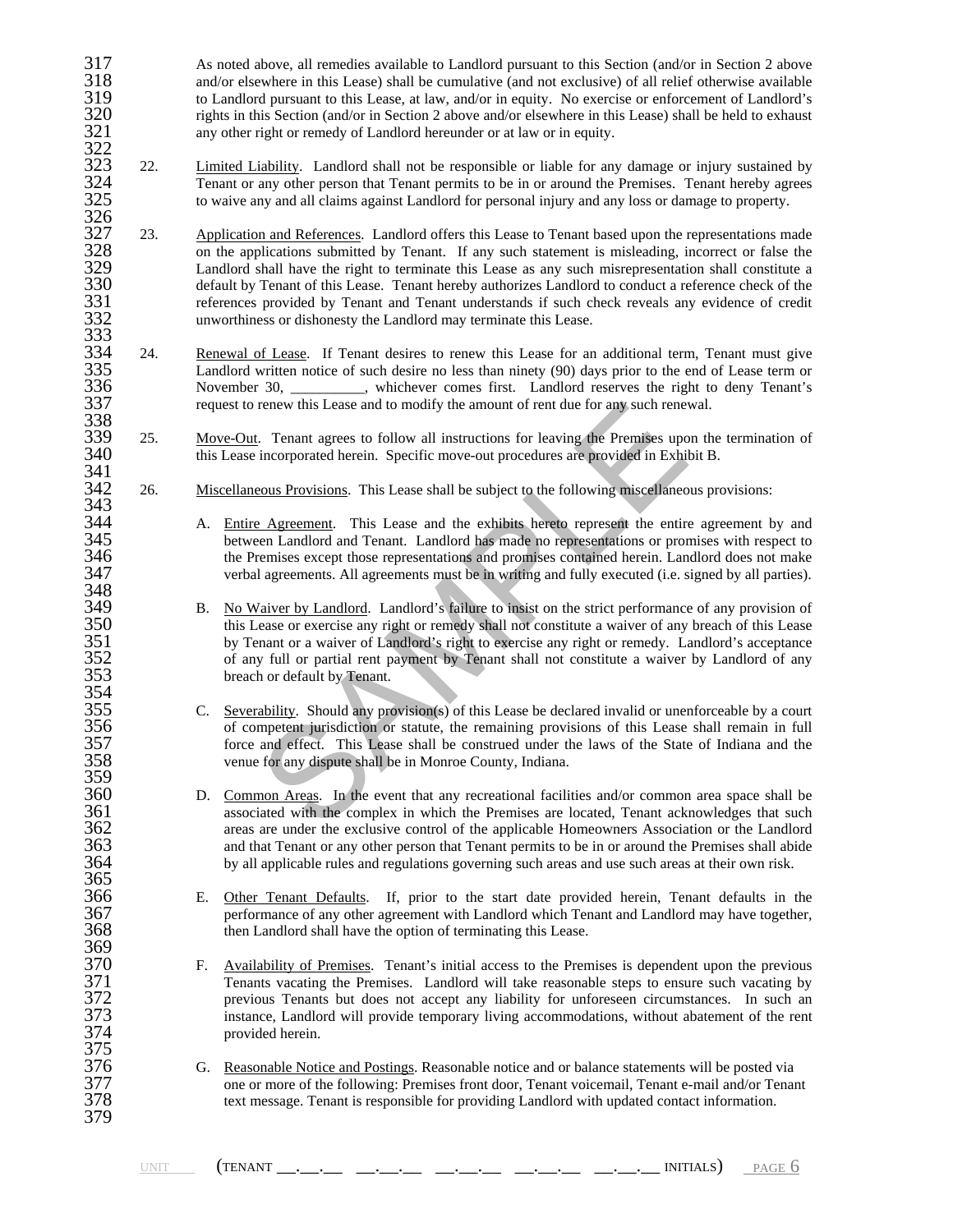As noted above, all remedies available to Landlord pursuant to this Section (and/or in Section 2 above and/or elsewhere in this Lease) shall be cumulative (and not exclusive) of all relief otherwise available to Landlord pursuant to this Lease, at law, and/or in equity. No exercise or enforcement of Landlord's rights in this Section (and/or in Section 2 above and/or elsewhere in this Lease) shall be held to exhaust any other right or remedy of Landlord hereunder or at law or in equity.

22. Limited Liability. Landlord shall not be responsible or liable for any damage or injury sustained by Tenant or any other person that Tenant permits to be in or around the Premises. Tenant hereby agrees to waive any and all claims against Landlord for personal injury and any loss or damage to property.

23. Application and References. Landlord offers this Lease to Tenant based upon the representations made on the applications submitted by Tenant. If any such statement is misleading, incorrect or false the Landlord shall have the right to terminate this Lease as any such misrepresentation shall constitute a default by Tenant of this Lease. Tenant hereby authorizes Landlord to conduct a reference check of the references provided by Tenant and Tenant understands if such check reveals any evidence of credit unworthiness or dishonesty the Landlord may terminate this Lease.

24. Renewal of Lease. If Tenant desires to renew this Lease for an additional term, Tenant must give Landlord written notice of such desire no less than ninety (90) days prior to the end of Lease term or November 30, __________, whichever comes first. Landlord reserves the right to deny Tenant's request to renew this Lease and to modify the amount of rent due for any such renewal.

25. Move-Out. Tenant agrees to follow all instructions for leaving the Premises upon the termination of this Lease incorporated herein. Specific move-out procedures are provided in Exhibit B.

26. Miscellaneous Provisions. This Lease shall be subject to the following miscellaneous provisions:

A. Entire Agreement. This Lease and the exhibits hereto represent the entire agreement by and between Landlord and Tenant. Landlord has made no representations or promises with respect to the Premises except those representations and promises contained herein. Landlord does not make verbal agreements. All agreements must be in writing and fully executed (i.e. signed by all parties).

B. No Waiver by Landlord. Landlord's failure to insist on the strict performance of any provision of this Lease or exercise any right or remedy shall not constitute a waiver of any breach of this Lease by Tenant or a waiver of Landlord's right to exercise any right or remedy. Landlord's acceptance of any full or partial rent payment by Tenant shall not constitute a waiver by Landlord of any breach or default by Tenant.

C. Severability. Should any provision(s) of this Lease be declared invalid or unenforceable by a court of competent jurisdiction or statute, the remaining provisions of this Lease shall remain in full force and effect. This Lease shall be construed under the laws of the State of Indiana and the venue for any dispute shall be in Monroe County, Indiana.

D. Common Areas. In the event that any recreational facilities and/or common area space shall be associated with the complex in which the Premises are located, Tenant acknowledges that such areas are under the exclusive control of the applicable Homeowners Association or the Landlord and that Tenant or any other person that Tenant permits to be in or around the Premises shall abide by all applicable rules and regulations governing such areas and use such areas at their own risk.

E. Other Tenant Defaults. If, prior to the start date provided herein, Tenant defaults in the performance of any other agreement with Landlord which Tenant and Landlord may have together, then Landlord shall have the option of terminating this Lease.

F. Availability of Premises. Tenant's initial access to the Premises is dependent upon the previous Tenants vacating the Premises. Landlord will take reasonable steps to ensure such vacating by previous Tenants but does not accept any liability for unforeseen circumstances. In such an instance, Landlord will provide temporary living accommodations, without abatement of the rent provided herein.

G. Reasonable Notice and Postings. Reasonable notice and or balance statements will be posted via one or more of the following: Premises front door, Tenant voicemail, Tenant e-mail and/or Tenant text message. Tenant is responsible for providing Landlord with updated contact information.

UNIT ____ (TENANT __.__.__ __.__.__ __.__.__ __.__.__ __.__.__ INITIALS)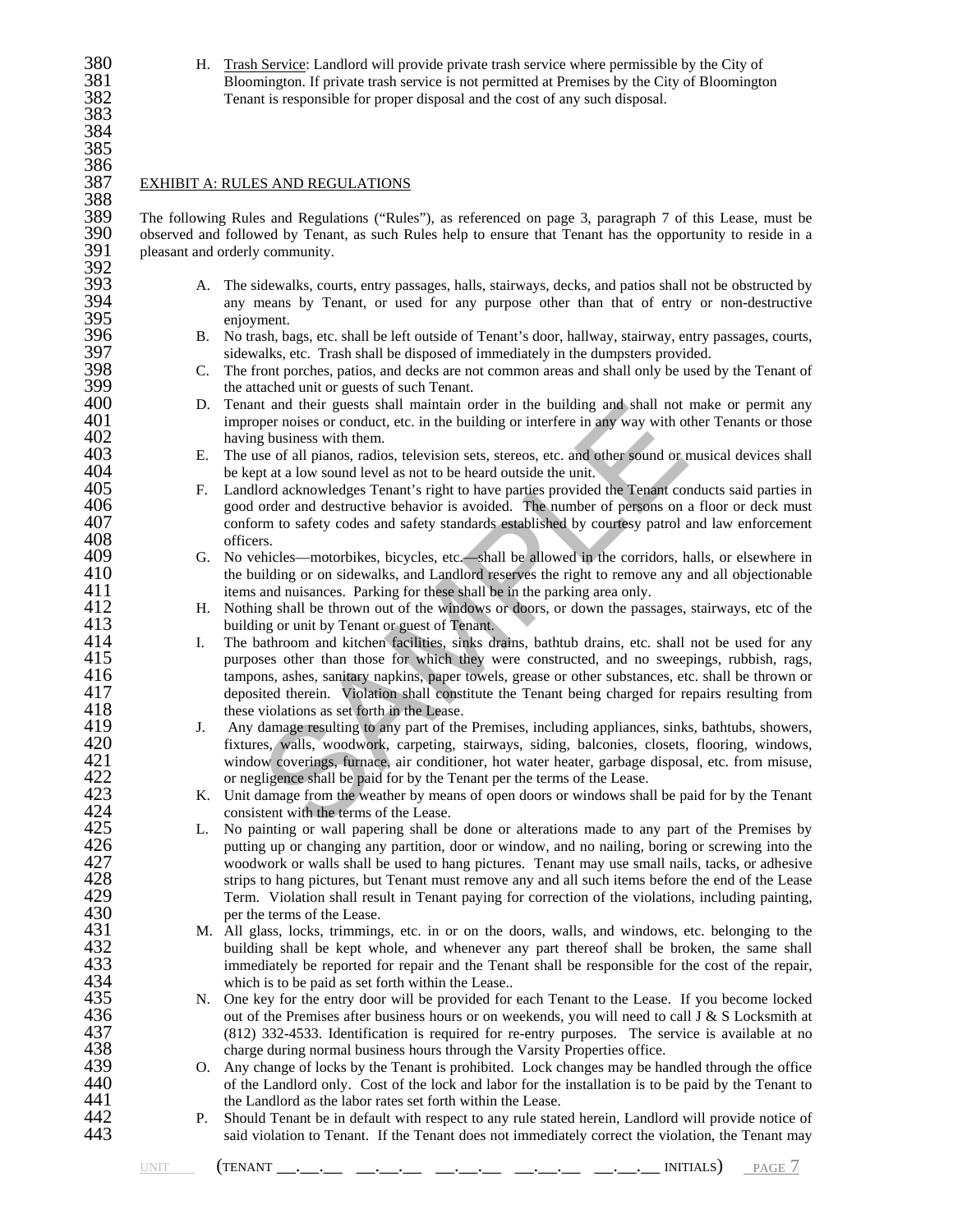H. Trash Service: Landlord will provide private trash service where permissible by the City of Bloomington. If private trash service is not permitted at Premises by the City of Bloomington Tenant is responsible for proper disposal and the cost of any such disposal.

## EXHIBIT A: RULES AND REGULATIONS

The following Rules and Regulations ("Rules"), as referenced on page 3, paragraph 7 of this Lease, must be observed and followed by Tenant, as such Rules help to ensure that Tenant has the opportunity to reside in a pleasant and orderly community.

A. The sidewalks, courts, entry passages, halls, stairways, decks, and patios shall not be obstructed by any means by Tenant, or used for any purpose other than that of entry or non-destructive enjoyment.

B. No trash, bags, etc. shall be left outside of Tenant's door, hallway, stairway, entry passages, courts, sidewalks, etc. Trash shall be disposed of immediately in the dumpsters provided.

C. The front porches, patios, and decks are not common areas and shall only be used by the Tenant of the attached unit or guests of such Tenant.

D. Tenant and their guests shall maintain order in the building and shall not make or permit any improper noises or conduct, etc. in the building or interfere in any way with other Tenants or those having business with them.

E. The use of all pianos, radios, television sets, stereos, etc. and other sound or musical devices shall be kept at a low sound level as not to be heard outside the unit.

F. Landlord acknowledges Tenant's right to have parties provided the Tenant conducts said parties in good order and destructive behavior is avoided. The number of persons on a floor or deck must conform to safety codes and safety standards established by courtesy patrol and law enforcement officers.

G. No vehicles—motorbikes, bicycles, etc.—shall be allowed in the corridors, halls, or elsewhere in the building or on sidewalks, and Landlord reserves the right to remove any and all objectionable items and nuisances. Parking for these shall be in the parking area only.

H. Nothing shall be thrown out of the windows or doors, or down the passages, stairways, etc of the building or unit by Tenant or guest of Tenant.

I. The bathroom and kitchen facilities, sinks drains, bathtub drains, etc. shall not be used for any purposes other than those for which they were constructed, and no sweepings, rubbish, rags, tampons, ashes, sanitary napkins, paper towels, grease or other substances, etc. shall be thrown or deposited therein. Violation shall constitute the Tenant being charged for repairs resulting from these violations as set forth in the Lease.

J. Any damage resulting to any part of the Premises, including appliances, sinks, bathtubs, showers, fixtures, walls, woodwork, carpeting, stairways, siding, balconies, closets, flooring, windows, window coverings, furnace, air conditioner, hot water heater, garbage disposal, etc. from misuse, or negligence shall be paid for by the Tenant per the terms of the Lease.

K. Unit damage from the weather by means of open doors or windows shall be paid for by the Tenant consistent with the terms of the Lease.

L. No painting or wall papering shall be done or alterations made to any part of the Premises by putting up or changing any partition, door or window, and no nailing, boring or screwing into the woodwork or walls shall be used to hang pictures. Tenant may use small nails, tacks, or adhesive strips to hang pictures, but Tenant must remove any and all such items before the end of the Lease Term. Violation shall result in Tenant paying for correction of the violations, including painting, per the terms of the Lease.

M. All glass, locks, trimmings, etc. in or on the doors, walls, and windows, etc. belonging to the building shall be kept whole, and whenever any part thereof shall be broken, the same shall immediately be reported for repair and the Tenant shall be responsible for the cost of the repair, which is to be paid as set forth within the Lease..

N. One key for the entry door will be provided for each Tenant to the Lease. If you become locked out of the Premises after business hours or on weekends, you will need to call J & S Locksmith at (812) 332-4533. Identification is required for re-entry purposes. The service is available at no charge during normal business hours through the Varsity Properties office.

O. Any change of locks by the Tenant is prohibited. Lock changes may be handled through the office of the Landlord only. Cost of the lock and labor for the installation is to be paid by the Tenant to the Landlord as the labor rates set forth within the Lease.

P. Should Tenant be in default with respect to any rule stated herein, Landlord will provide notice of said violation to Tenant. If the Tenant does not immediately correct the violation, the Tenant may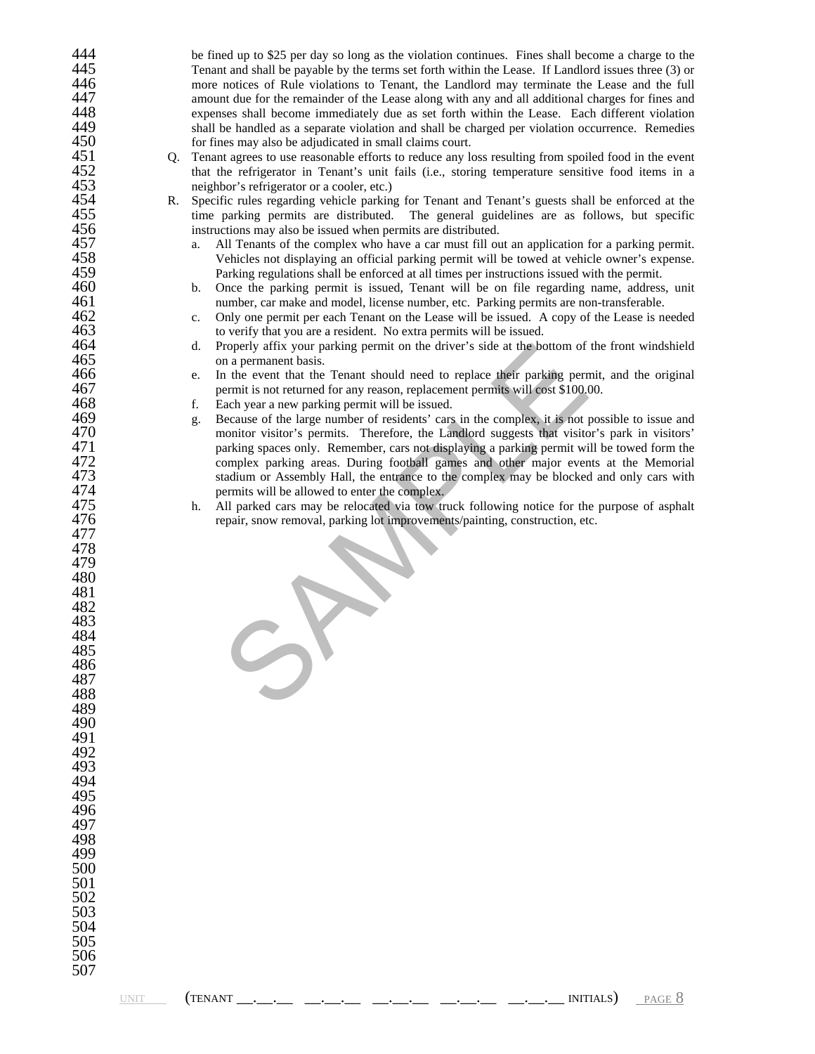be fined up to $25 per day so long as the violation continues. Fines shall become a charge to the Tenant and shall be payable by the terms set forth within the Lease. If Landlord issues three (3) or more notices of Rule violations to Tenant, the Landlord may terminate the Lease and the full amount due for the remainder of the Lease along with any and all additional charges for fines and expenses shall become immediately due as set forth within the Lease. Each different violation shall be handled as a separate violation and shall be charged per violation occurrence. Remedies for fines may also be adjudicated in small claims court.

Q. Tenant agrees to use reasonable efforts to reduce any loss resulting from spoiled food in the event that the refrigerator in Tenant's unit fails (i.e., storing temperature sensitive food items in a neighbor's refrigerator or a cooler, etc.)

R. Specific rules regarding vehicle parking for Tenant and Tenant's guests shall be enforced at the time parking permits are distributed. The general guidelines are as follows, but specific instructions may also be issued when permits are distributed.

   a. All Tenants of the complex who have a car must fill out an application for a parking permit. Vehicles not displaying an official parking permit will be towed at vehicle owner's expense. Parking regulations shall be enforced at all times per instructions issued with the permit.
   b. Once the parking permit is issued, Tenant will be on file regarding name, address, unit number, car make and model, license number, etc. Parking permits are non-transferable.
   c. Only one permit per each Tenant on the Lease will be issued. A copy of the Lease is needed to verify that you are a resident. No extra permits will be issued.
   d. Properly affix your parking permit on the driver's side at the bottom of the front windshield on a permanent basis.
   e. In the event that the Tenant should need to replace their parking permit, and the original permit is not returned for any reason, replacement permits will cost $100.00.
   f. Each year a new parking permit will be issued.
   g. Because of the large number of residents' cars in the complex, it is not possible to issue and monitor visitor's permits. Therefore, the Landlord suggests that visitor's park in visitors' parking spaces only. Remember, cars not displaying a parking permit will be towed form the complex parking areas. During football games and other major events at the Memorial stadium or Assembly Hall, the entrance to the complex may be blocked and only cars with permits will be allowed to enter the complex.
   h. All parked cars may be relocated via tow truck following notice for the purpose of asphalt repair, snow removal, parking lot improvements/painting, construction, etc.

UNIT ____ (TENANT \_\_.\_\_.\_\_ \_\_.\_\_.\_\_ \_\_.\_\_.\_\_ \_\_.\_\_.\_\_ \_\_.\_\_.\_\_ INITIALS)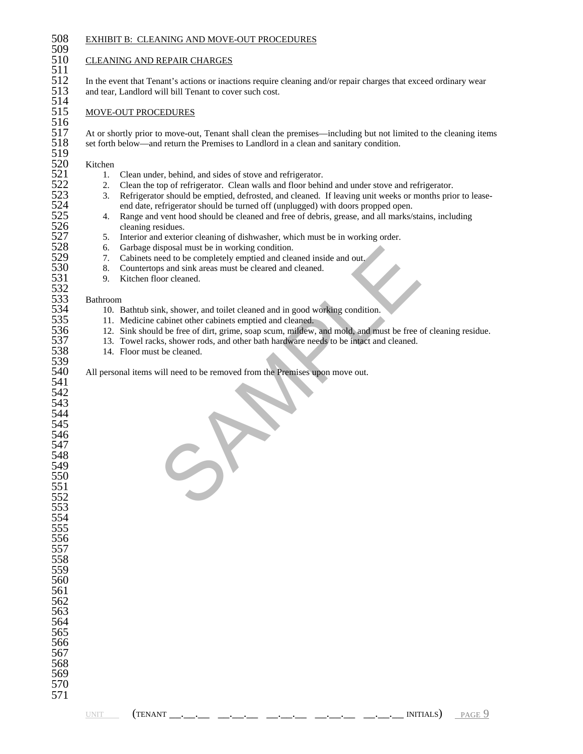EXHIBIT B: CLEANING AND MOVE-OUT PROCEDURES

CLEANING AND REPAIR CHARGES

In the event that Tenant's actions or inactions require cleaning and/or repair charges that exceed ordinary wear and tear, Landlord will bill Tenant to cover such cost.

MOVE-OUT PROCEDURES

At or shortly prior to move-out, Tenant shall clean the premises—including but not limited to the cleaning items set forth below—and return the Premises to Landlord in a clean and sanitary condition.

Kitchen

1. Clean under, behind, and sides of stove and refrigerator.
2. Clean the top of refrigerator. Clean walls and floor behind and under stove and refrigerator.
3. Refrigerator should be emptied, defrosted, and cleaned. If leaving unit weeks or months prior to lease-end date, refrigerator should be turned off (unplugged) with doors propped open.
4. Range and vent hood should be cleaned and free of debris, grease, and all marks/stains, including cleaning residues.
5. Interior and exterior cleaning of dishwasher, which must be in working order.
6. Garbage disposal must be in working condition.
7. Cabinets need to be completely emptied and cleaned inside and out.
8. Countertops and sink areas must be cleared and cleaned.
9. Kitchen floor cleaned.

Bathroom

10. Bathtub sink, shower, and toilet cleaned and in good working condition.
11. Medicine cabinet other cabinets emptied and cleaned.
12. Sink should be free of dirt, grime, soap scum, mildew, and mold, and must be free of cleaning residue.
13. Towel racks, shower rods, and other bath hardware needs to be intact and cleaned.
14. Floor must be cleaned.

All personal items will need to be removed from the Premises upon move out.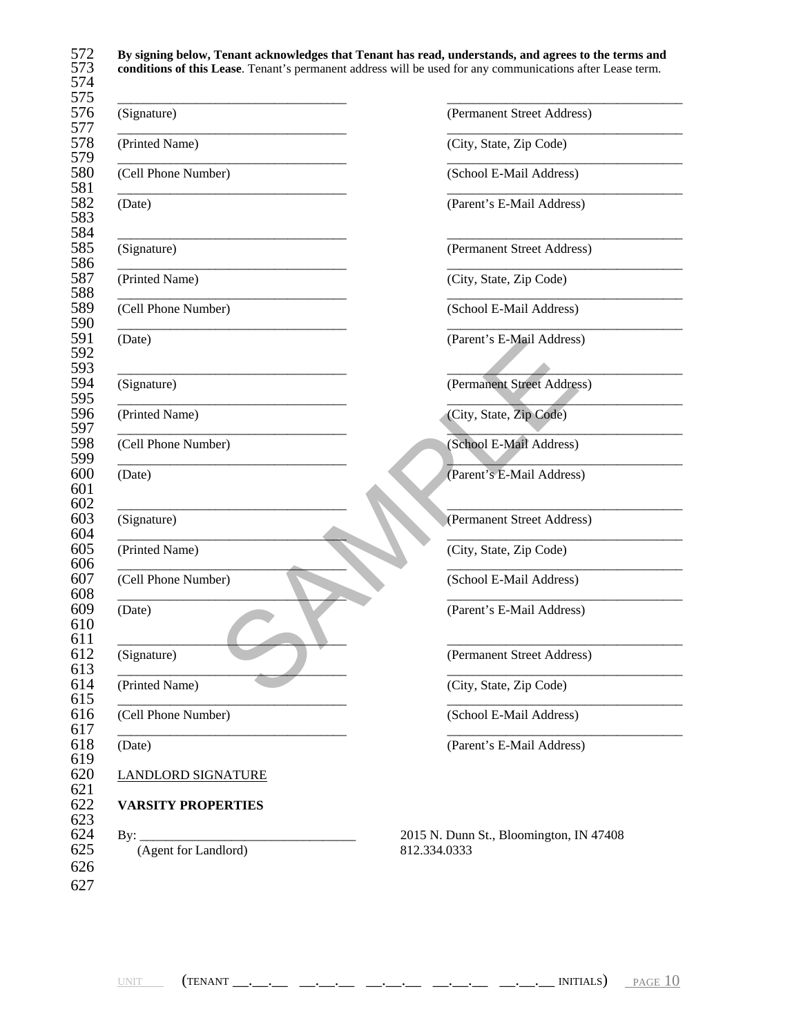**By signing below, Tenant acknowledges that Tenant has read, understands, and agrees to the terms and conditions of this Lease**. Tenant's permanent address will be used for any communications after Lease term.

| | |
|---|---|
| \_\_\_\_\_\_\_\_\_\_\_\_\_\_\_\_\_\_\_\_\_\_\_\_\_\_\_\_\_\_\_\_ (Signature) | \_\_\_\_\_\_\_\_\_\_\_\_\_\_\_\_\_\_\_\_\_\_\_\_\_\_\_\_\_\_\_\_ (Permanent Street Address) |
| \_\_\_\_\_\_\_\_\_\_\_\_\_\_\_\_\_\_\_\_\_\_\_\_\_\_\_\_\_\_\_\_ (Printed Name) | \_\_\_\_\_\_\_\_\_\_\_\_\_\_\_\_\_\_\_\_\_\_\_\_\_\_\_\_\_\_\_\_ (City, State, Zip Code) |
| \_\_\_\_\_\_\_\_\_\_\_\_\_\_\_\_\_\_\_\_\_\_\_\_\_\_\_\_\_\_\_\_ (Cell Phone Number) | \_\_\_\_\_\_\_\_\_\_\_\_\_\_\_\_\_\_\_\_\_\_\_\_\_\_\_\_\_\_\_\_ (School E-Mail Address) |
| \_\_\_\_\_\_\_\_\_\_\_\_\_\_\_\_\_\_\_\_\_\_\_\_\_\_\_\_\_\_\_\_ (Date) | \_\_\_\_\_\_\_\_\_\_\_\_\_\_\_\_\_\_\_\_\_\_\_\_\_\_\_\_\_\_\_\_ (Parent's E-Mail Address) |

| | |
|---|---|
| \_\_\_\_\_\_\_\_\_\_\_\_\_\_\_\_\_\_\_\_\_\_\_\_\_\_\_\_\_\_\_\_ (Signature) | \_\_\_\_\_\_\_\_\_\_\_\_\_\_\_\_\_\_\_\_\_\_\_\_\_\_\_\_\_\_\_\_ (Permanent Street Address) |
| \_\_\_\_\_\_\_\_\_\_\_\_\_\_\_\_\_\_\_\_\_\_\_\_\_\_\_\_\_\_\_\_ (Printed Name) | \_\_\_\_\_\_\_\_\_\_\_\_\_\_\_\_\_\_\_\_\_\_\_\_\_\_\_\_\_\_\_\_ (City, State, Zip Code) |
| \_\_\_\_\_\_\_\_\_\_\_\_\_\_\_\_\_\_\_\_\_\_\_\_\_\_\_\_\_\_\_\_ (Cell Phone Number) | \_\_\_\_\_\_\_\_\_\_\_\_\_\_\_\_\_\_\_\_\_\_\_\_\_\_\_\_\_\_\_\_ (School E-Mail Address) |
| \_\_\_\_\_\_\_\_\_\_\_\_\_\_\_\_\_\_\_\_\_\_\_\_\_\_\_\_\_\_\_\_ (Date) | \_\_\_\_\_\_\_\_\_\_\_\_\_\_\_\_\_\_\_\_\_\_\_\_\_\_\_\_\_\_\_\_ (Parent's E-Mail Address) |

| | |
|---|---|
| \_\_\_\_\_\_\_\_\_\_\_\_\_\_\_\_\_\_\_\_\_\_\_\_\_\_\_\_\_\_\_\_ (Signature) | \_\_\_\_\_\_\_\_\_\_\_\_\_\_\_\_\_\_\_\_\_\_\_\_\_\_\_\_\_\_\_\_ (Permanent Street Address) |
| \_\_\_\_\_\_\_\_\_\_\_\_\_\_\_\_\_\_\_\_\_\_\_\_\_\_\_\_\_\_\_\_ (Printed Name) | \_\_\_\_\_\_\_\_\_\_\_\_\_\_\_\_\_\_\_\_\_\_\_\_\_\_\_\_\_\_\_\_ (City, State, Zip Code) |
| \_\_\_\_\_\_\_\_\_\_\_\_\_\_\_\_\_\_\_\_\_\_\_\_\_\_\_\_\_\_\_\_ (Cell Phone Number) | \_\_\_\_\_\_\_\_\_\_\_\_\_\_\_\_\_\_\_\_\_\_\_\_\_\_\_\_\_\_\_\_ (School E-Mail Address) |
| \_\_\_\_\_\_\_\_\_\_\_\_\_\_\_\_\_\_\_\_\_\_\_\_\_\_\_\_\_\_\_\_ (Date) | \_\_\_\_\_\_\_\_\_\_\_\_\_\_\_\_\_\_\_\_\_\_\_\_\_\_\_\_\_\_\_\_ (Parent's E-Mail Address) |

| | |
|---|---|
| \_\_\_\_\_\_\_\_\_\_\_\_\_\_\_\_\_\_\_\_\_\_\_\_\_\_\_\_\_\_\_\_ (Signature) | \_\_\_\_\_\_\_\_\_\_\_\_\_\_\_\_\_\_\_\_\_\_\_\_\_\_\_\_\_\_\_\_ (Permanent Street Address) |
| \_\_\_\_\_\_\_\_\_\_\_\_\_\_\_\_\_\_\_\_\_\_\_\_\_\_\_\_\_\_\_\_ (Printed Name) | \_\_\_\_\_\_\_\_\_\_\_\_\_\_\_\_\_\_\_\_\_\_\_\_\_\_\_\_\_\_\_\_ (City, State, Zip Code) |
| \_\_\_\_\_\_\_\_\_\_\_\_\_\_\_\_\_\_\_\_\_\_\_\_\_\_\_\_\_\_\_\_ (Cell Phone Number) | \_\_\_\_\_\_\_\_\_\_\_\_\_\_\_\_\_\_\_\_\_\_\_\_\_\_\_\_\_\_\_\_ (School E-Mail Address) |
| \_\_\_\_\_\_\_\_\_\_\_\_\_\_\_\_\_\_\_\_\_\_\_\_\_\_\_\_\_\_\_\_ (Date) | \_\_\_\_\_\_\_\_\_\_\_\_\_\_\_\_\_\_\_\_\_\_\_\_\_\_\_\_\_\_\_\_ (Parent's E-Mail Address) |

| | |
|---|---|
| \_\_\_\_\_\_\_\_\_\_\_\_\_\_\_\_\_\_\_\_\_\_\_\_\_\_\_\_\_\_\_\_ (Signature) | \_\_\_\_\_\_\_\_\_\_\_\_\_\_\_\_\_\_\_\_\_\_\_\_\_\_\_\_\_\_\_\_ (Permanent Street Address) |
| \_\_\_\_\_\_\_\_\_\_\_\_\_\_\_\_\_\_\_\_\_\_\_\_\_\_\_\_\_\_\_\_ (Printed Name) | \_\_\_\_\_\_\_\_\_\_\_\_\_\_\_\_\_\_\_\_\_\_\_\_\_\_\_\_\_\_\_\_ (City, State, Zip Code) |
| \_\_\_\_\_\_\_\_\_\_\_\_\_\_\_\_\_\_\_\_\_\_\_\_\_\_\_\_\_\_\_\_ (Cell Phone Number) | \_\_\_\_\_\_\_\_\_\_\_\_\_\_\_\_\_\_\_\_\_\_\_\_\_\_\_\_\_\_\_\_ (School E-Mail Address) |
| \_\_\_\_\_\_\_\_\_\_\_\_\_\_\_\_\_\_\_\_\_\_\_\_\_\_\_\_\_\_\_\_ (Date) | \_\_\_\_\_\_\_\_\_\_\_\_\_\_\_\_\_\_\_\_\_\_\_\_\_\_\_\_\_\_\_\_ (Parent's E-Mail Address) |

LANDLORD SIGNATURE

**VARSITY PROPERTIES**

| | |
|---|---|
| By: \_\_\_\_\_\_\_\_\_\_\_\_\_\_\_\_\_\_\_\_\_\_\_\_\_\_\_\_\_\_\_\_ (Agent for Landlord) | 2015 N. Dunn St., Bloomington, IN 47408<br>812.334.0333 |

UNIT \_\_\_\_ (TENANT \_\_.\_\_.\_\_ \_\_.\_\_.\_\_ \_\_.\_\_.\_\_ \_\_.\_\_.\_\_ \_\_.\_\_.\_\_ INITIALS)